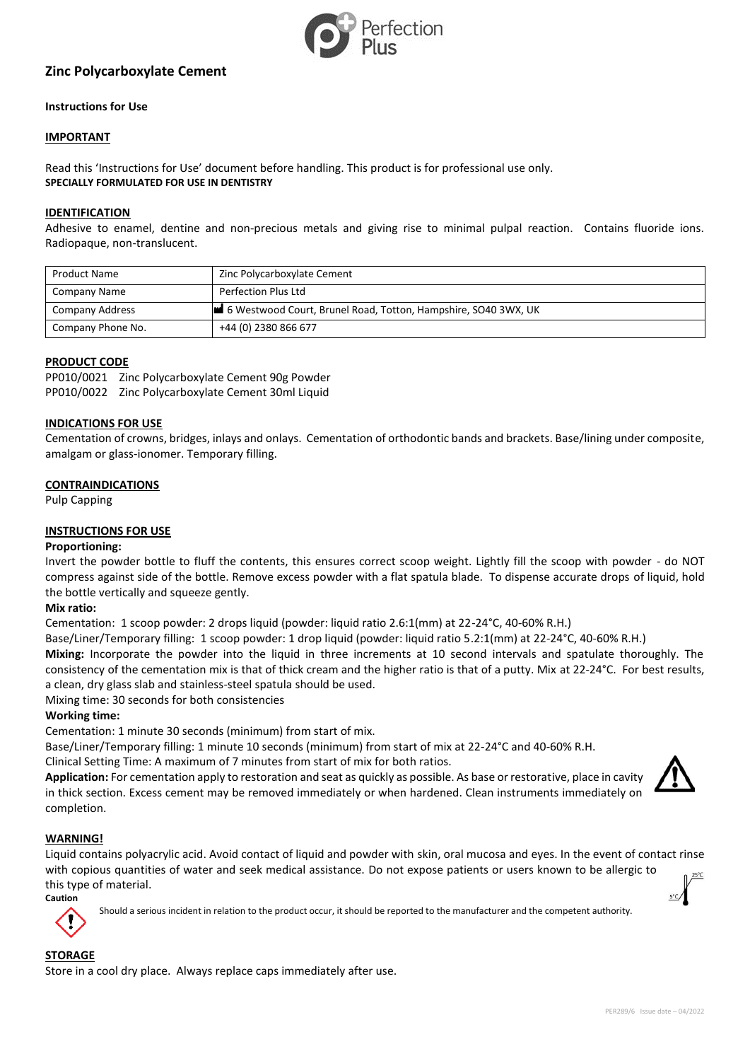# Zinc Polycarboxylate Cement

**Instructions for Use**

## IMPORTANT

Read this 'Instructions for Use' document before handling. This product is for professional use only.
**SPECIALLY FORMULATED FOR USE IN DENTISTRY**

## IDENTIFICATION

Adhesive to enamel, dentine and non-precious metals and giving rise to minimal pulpal reaction. Contains fluoride ions. Radiopaque, non-translucent.

| Product Name | Zinc Polycarboxylate Cement |
|---|---|
| Company Name | Perfection Plus Ltd |
| Company Address | 6 Westwood Court, Brunel Road, Totton, Hampshire, SO40 3WX, UK |
| Company Phone No. | +44 (0) 2380 866 677 |

## PRODUCT CODE

PP010/0021 Zinc Polycarboxylate Cement 90g Powder
PP010/0022 Zinc Polycarboxylate Cement 30ml Liquid

## INDICATIONS FOR USE

Cementation of crowns, bridges, inlays and onlays. Cementation of orthodontic bands and brackets. Base/lining under composite, amalgam or glass-ionomer. Temporary filling.

## CONTRAINDICATIONS

Pulp Capping

## INSTRUCTIONS FOR USE

**Proportioning:**

Invert the powder bottle to fluff the contents, this ensures correct scoop weight. Lightly fill the scoop with powder - do NOT compress against side of the bottle. Remove excess powder with a flat spatula blade. To dispense accurate drops of liquid, hold the bottle vertically and squeeze gently.

**Mix ratio:**

Cementation: 1 scoop powder: 2 drops liquid (powder: liquid ratio 2.6:1(mm) at 22-24°C, 40-60% R.H.)

Base/Liner/Temporary filling: 1 scoop powder: 1 drop liquid (powder: liquid ratio 5.2:1(mm) at 22-24°C, 40-60% R.H.)

**Mixing:** Incorporate the powder into the liquid in three increments at 10 second intervals and spatulate thoroughly. The consistency of the cementation mix is that of thick cream and the higher ratio is that of a putty. Mix at 22-24°C. For best results, a clean, dry glass slab and stainless-steel spatula should be used.

Mixing time: 30 seconds for both consistencies

**Working time:**

Cementation: 1 minute 30 seconds (minimum) from start of mix.

Base/Liner/Temporary filling: 1 minute 10 seconds (minimum) from start of mix at 22-24°C and 40-60% R.H.

Clinical Setting Time: A maximum of 7 minutes from start of mix for both ratios.

**Application:** For cementation apply to restoration and seat as quickly as possible. As base or restorative, place in cavity in thick section. Excess cement may be removed immediately or when hardened. Clean instruments immediately on completion.

## WARNING!

Liquid contains polyacrylic acid. Avoid contact of liquid and powder with skin, oral mucosa and eyes. In the event of contact rinse with copious quantities of water and seek medical assistance. Do not expose patients or users known to be allergic to this type of material.

**Caution**

25°C
5°C

Should a serious incident in relation to the product occur, it should be reported to the manufacturer and the competent authority.

## STORAGE

Store in a cool dry place. Always replace caps immediately after use.

PER289/6 Issue date – 04/2022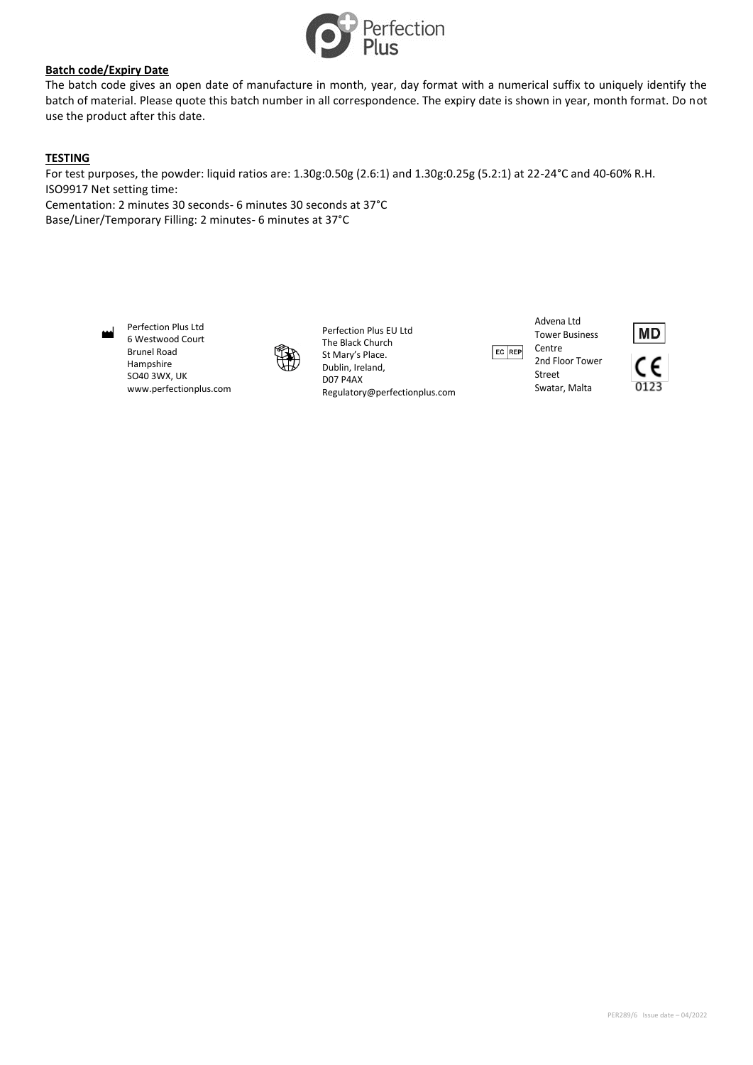**Batch code/Expiry Date**

The batch code gives an open date of manufacture in month, year, day format with a numerical suffix to uniquely identify the batch of material. Please quote this batch number in all correspondence. The expiry date is shown in year, month format. Do not use the product after this date.

**TESTING**

For test purposes, the powder: liquid ratios are: 1.30g:0.50g (2.6:1) and 1.30g:0.25g (5.2:1) at 22-24°C and 40-60% R.H.
ISO9917 Net setting time:
Cementation: 2 minutes 30 seconds- 6 minutes 30 seconds at 37°C
Base/Liner/Temporary Filling: 2 minutes- 6 minutes at 37°C

Perfection Plus Ltd
6 Westwood Court
Brunel Road
Hampshire
SO40 3WX, UK
www.perfectionplus.com

Perfection Plus EU Ltd
The Black Church
St Mary's Place.
Dublin, Ireland,
D07 P4AX
Regulatory@perfectionplus.com

EC REP

Advena Ltd
Tower Business Centre
2nd Floor Tower Street
Swatar, Malta

MD

CE 0123

PER289/6 Issue date – 04/2022